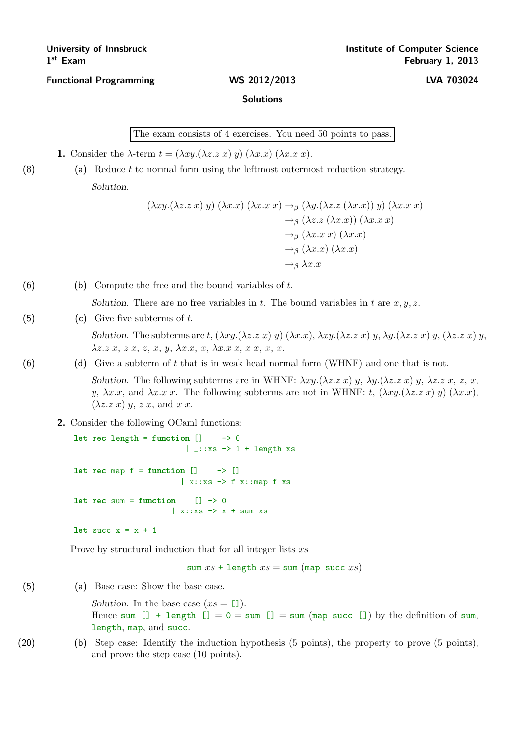**University of Innsbruck** — **Institute of Computer Science**

**1st Exam** — **February 1, 2013**

**Functional Programming** — **WS 2012/2013** — **LVA 703024**

**Solutions**

The exam consists of 4 exercises. You need 50 points to pass.

**1.** Consider the λ-term $t = (\lambda xy.(\lambda z.z\ x)\ y)\ (\lambda x.x)\ (\lambda x.x\ x)$.

(8) (a) Reduce $t$ to normal form using the leftmost outermost reduction strategy.

*Solution.*

$$
\begin{aligned}
(\lambda xy.(\lambda z.z\ x)\ y)\ (\lambda x.x)\ (\lambda x.x\ x) &\to_\beta (\lambda y.(\lambda z.z\ (\lambda x.x))\ y)\ (\lambda x.x\ x)\\
&\to_\beta (\lambda z.z\ (\lambda x.x))\ (\lambda x.x\ x)\\
&\to_\beta (\lambda x.x\ x)\ (\lambda x.x)\\
&\to_\beta (\lambda x.x)\ (\lambda x.x)\\
&\to_\beta \lambda x.x
\end{aligned}
$$

(6) (b) Compute the free and the bound variables of $t$.

*Solution.* There are no free variables in $t$. The bound variables in $t$ are $x, y, z$.

(5) (c) Give five subterms of $t$.

*Solution.* The subterms are $t$, $(\lambda xy.(\lambda z.z\ x)\ y)\ (\lambda x.x)$, $\lambda xy.(\lambda z.z\ x)\ y$, $\lambda y.(\lambda z.z\ x)\ y$, $(\lambda z.z\ x)\ y$, $\lambda z.z\ x$, $z\ x$, $z$, $x$, $y$, $\lambda x.x$, $x$, $\lambda x.x\ x$, $x\ x$, $x$, $x$.

(6) (d) Give a subterm of $t$ that is in weak head normal form (WHNF) and one that is not.

*Solution.* The following subterms are in WHNF: $\lambda xy.(\lambda z.z\ x)\ y$, $\lambda y.(\lambda z.z\ x)\ y$, $\lambda z.z\ x$, $z$, $x$, $y$, $\lambda x.x$, and $\lambda x.x\ x$. The following subterms are not in WHNF: $t$, $(\lambda xy.(\lambda z.z\ x)\ y)\ (\lambda x.x)$, $(\lambda z.z\ x)\ y$, $z\ x$, and $x\ x$.

**2.** Consider the following OCaml functions:

```
let rec length = function []    -> 0
                        | _::xs -> 1 + length xs

let rec map f = function []    -> []
                       | x::xs -> f x::map f xs

let rec sum = function    [] -> 0
                     | x::xs -> x + sum xs

let succ x = x + 1
```

Prove by structural induction that for all integer lists $xs$

$$\texttt{sum}\ xs\ \texttt{+}\ \texttt{length}\ xs = \texttt{sum}\ (\texttt{map succ}\ xs)$$

(5) (a) Base case: Show the base case.

*Solution.* In the base case ($xs =$ `[]`).
Hence `sum [] + length []` $=$ `0` $=$ `sum []` $=$ `sum (map succ [])` by the definition of `sum`, `length`, `map`, and `succ`.

(20) (b) Step case: Identify the induction hypothesis (5 points), the property to prove (5 points), and prove the step case (10 points).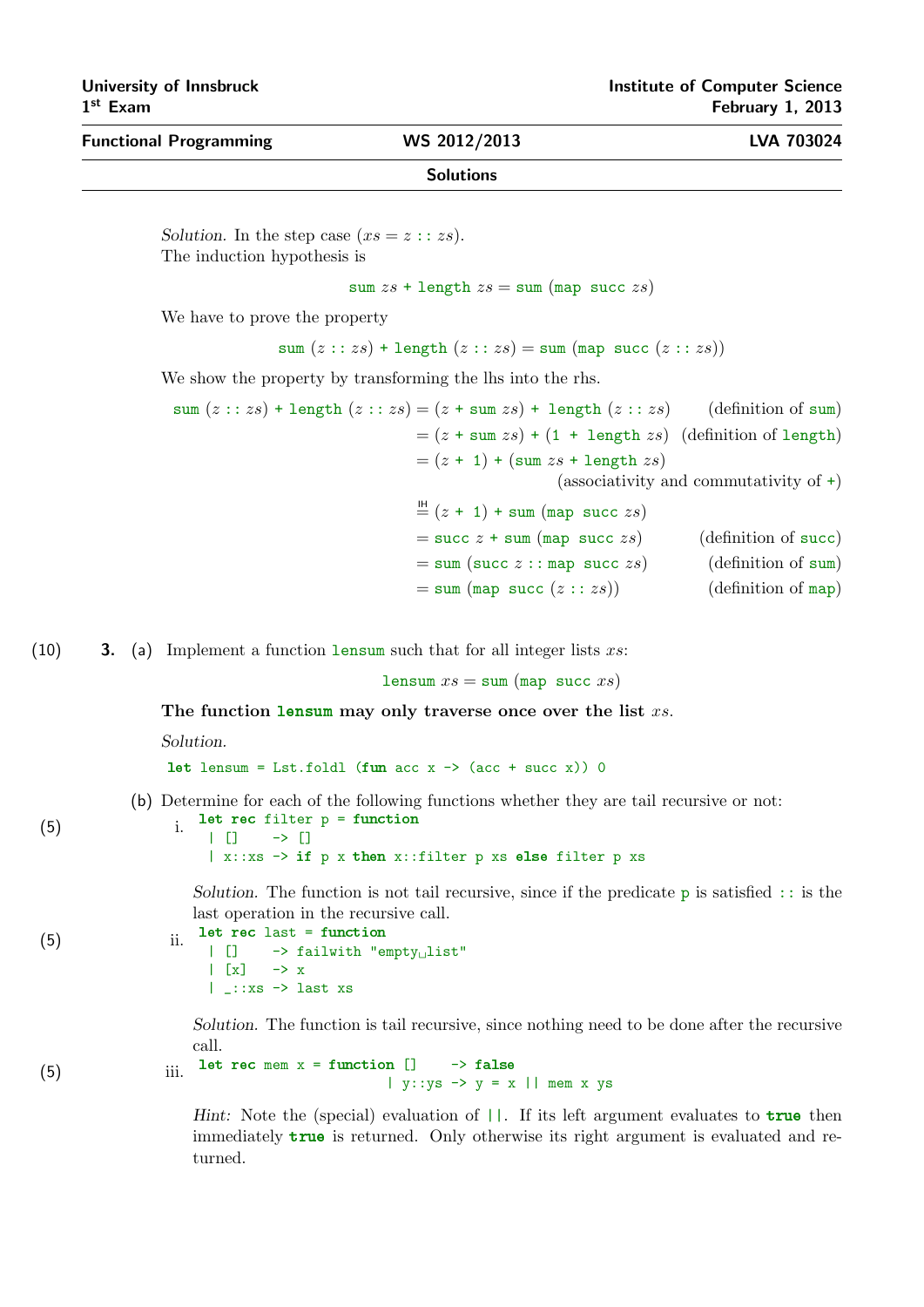*Solution.* In the step case ($xs = z :: zs$).
The induction hypothesis is

$$\texttt{sum}\ zs\ \texttt{+}\ \texttt{length}\ zs = \texttt{sum}\ (\texttt{map}\ \texttt{succ}\ zs)$$

We have to prove the property

$$\texttt{sum}\ (z :: zs)\ \texttt{+}\ \texttt{length}\ (z :: zs) = \texttt{sum}\ (\texttt{map}\ \texttt{succ}\ (z :: zs))$$

We show the property by transforming the lhs into the rhs.

$$
\begin{aligned}
\texttt{sum}\ (z :: zs)\ \texttt{+}\ \texttt{length}\ (z :: zs) &= (z\ \texttt{+}\ \texttt{sum}\ zs)\ \texttt{+}\ \texttt{length}\ (z :: zs) && \text{(definition of sum)}\\
&= (z\ \texttt{+}\ \texttt{sum}\ zs)\ \texttt{+}\ (\texttt{1}\ \texttt{+}\ \texttt{length}\ zs) && \text{(definition of length)}\\
&= (z\ \texttt{+}\ \texttt{1})\ \texttt{+}\ (\texttt{sum}\ zs\ \texttt{+}\ \texttt{length}\ zs) && \text{(associativity and commutativity of +)}\\
&\overset{\text{IH}}{=} (z\ \texttt{+}\ \texttt{1})\ \texttt{+}\ \texttt{sum}\ (\texttt{map}\ \texttt{succ}\ zs) &&\\
&= \texttt{succ}\ z\ \texttt{+}\ \texttt{sum}\ (\texttt{map}\ \texttt{succ}\ zs) && \text{(definition of succ)}\\
&= \texttt{sum}\ (\texttt{succ}\ z :: \texttt{map}\ \texttt{succ}\ zs) && \text{(definition of sum)}\\
&= \texttt{sum}\ (\texttt{map}\ \texttt{succ}\ (z :: zs)) && \text{(definition of map)}
\end{aligned}
$$

(10) **3.** (a) Implement a function `lensum` such that for all integer lists $xs$:

$$\texttt{lensum}\ xs = \texttt{sum}\ (\texttt{map}\ \texttt{succ}\ xs)$$

**The function `lensum` may only traverse once over the list $xs$.**

*Solution.*

```
let lensum = Lst.foldl (fun acc x -> (acc + succ x)) 0
```

(b) Determine for each of the following functions whether they are tail recursive or not:

(5) i.
```
let rec filter p = function
  | []    -> []
  | x::xs -> if p x then x::filter p xs else filter p xs
```

*Solution.* The function is not tail recursive, since if the predicate `p` is satisfied `::` is the last operation in the recursive call.

(5) ii.
```
let rec last = function
  | []    -> failwith "empty list"
  | [x]   -> x
  | _::xs -> last xs
```

*Solution.* The function is tail recursive, since nothing need to be done after the recursive call.

(5) iii.
```
let rec mem x = function []    -> false
                       | y::ys -> y = x || mem x ys
```

*Hint:* Note the (special) evaluation of `||`. If its left argument evaluates to **`true`** then immediately **`true`** is returned. Only otherwise its right argument is evaluated and returned.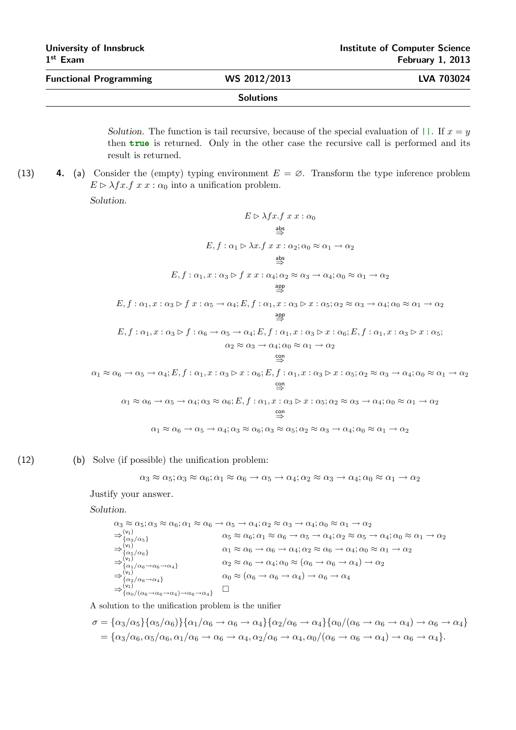*Solution.* The function is tail recursive, because of the special evaluation of `||`. If $x = y$ then **`true`** is returned. Only in the other case the recursive call is performed and its result is returned.

(13) **4.** (a) Consider the (empty) typing environment $E = \varnothing$. Transform the type inference problem $E \rhd \lambda fx.f\ x\ x : \alpha_0$ into a unification problem.

*Solution.*

$$E \rhd \lambda fx.f\ x\ x : \alpha_0$$
$$\overset{\mathsf{abs}}{\Rightarrow}$$
$$E, f : \alpha_1 \rhd \lambda x.f\ x\ x : \alpha_2; \alpha_0 \approx \alpha_1 \to \alpha_2$$
$$\overset{\mathsf{abs}}{\Rightarrow}$$
$$E, f : \alpha_1, x : \alpha_3 \rhd f\ x\ x : \alpha_4; \alpha_2 \approx \alpha_3 \to \alpha_4; \alpha_0 \approx \alpha_1 \to \alpha_2$$
$$\overset{\mathsf{app}}{\Rightarrow}$$
$$E, f : \alpha_1, x : \alpha_3 \rhd f\ x : \alpha_5 \to \alpha_4; E, f : \alpha_1, x : \alpha_3 \rhd x : \alpha_5; \alpha_2 \approx \alpha_3 \to \alpha_4; \alpha_0 \approx \alpha_1 \to \alpha_2$$
$$\overset{\mathsf{app}}{\Rightarrow}$$
$$E, f : \alpha_1, x : \alpha_3 \rhd f : \alpha_6 \to \alpha_5 \to \alpha_4; E, f : \alpha_1, x : \alpha_3 \rhd x : \alpha_6; E, f : \alpha_1, x : \alpha_3 \rhd x : \alpha_5;$$
$$\alpha_2 \approx \alpha_3 \to \alpha_4; \alpha_0 \approx \alpha_1 \to \alpha_2$$
$$\overset{\mathsf{con}}{\Rightarrow}$$
$$\alpha_1 \approx \alpha_6 \to \alpha_5 \to \alpha_4; E, f : \alpha_1, x : \alpha_3 \rhd x : \alpha_6; E, f : \alpha_1, x : \alpha_3 \rhd x : \alpha_5; \alpha_2 \approx \alpha_3 \to \alpha_4; \alpha_0 \approx \alpha_1 \to \alpha_2$$
$$\overset{\mathsf{con}}{\Rightarrow}$$
$$\alpha_1 \approx \alpha_6 \to \alpha_5 \to \alpha_4; \alpha_3 \approx \alpha_6; E, f : \alpha_1, x : \alpha_3 \rhd x : \alpha_5; \alpha_2 \approx \alpha_3 \to \alpha_4; \alpha_0 \approx \alpha_1 \to \alpha_2$$
$$\overset{\mathsf{con}}{\Rightarrow}$$
$$\alpha_1 \approx \alpha_6 \to \alpha_5 \to \alpha_4; \alpha_3 \approx \alpha_6; \alpha_3 \approx \alpha_5; \alpha_2 \approx \alpha_3 \to \alpha_4; \alpha_0 \approx \alpha_1 \to \alpha_2$$

(12) (b) Solve (if possible) the unification problem:

$$\alpha_3 \approx \alpha_5; \alpha_3 \approx \alpha_6; \alpha_1 \approx \alpha_6 \to \alpha_5 \to \alpha_4; \alpha_2 \approx \alpha_3 \to \alpha_4; \alpha_0 \approx \alpha_1 \to \alpha_2$$

Justify your answer.

*Solution.*

$$\begin{array}{ll}
& \alpha_3 \approx \alpha_5; \alpha_3 \approx \alpha_6; \alpha_1 \approx \alpha_6 \to \alpha_5 \to \alpha_4; \alpha_2 \approx \alpha_3 \to \alpha_4; \alpha_0 \approx \alpha_1 \to \alpha_2 \\
\Rightarrow^{(\mathsf{v}_1)}_{\{\alpha_3/\alpha_5\}} & \alpha_5 \approx \alpha_6; \alpha_1 \approx \alpha_6 \to \alpha_5 \to \alpha_4; \alpha_2 \approx \alpha_5 \to \alpha_4; \alpha_0 \approx \alpha_1 \to \alpha_2 \\
\Rightarrow^{(\mathsf{v}_1)}_{\{\alpha_5/\alpha_6\}} & \alpha_1 \approx \alpha_6 \to \alpha_6 \to \alpha_4; \alpha_2 \approx \alpha_6 \to \alpha_4; \alpha_0 \approx \alpha_1 \to \alpha_2 \\
\Rightarrow^{(\mathsf{v}_1)}_{\{\alpha_1/\alpha_6 \to \alpha_6 \to \alpha_4\}} & \alpha_2 \approx \alpha_6 \to \alpha_4; \alpha_0 \approx (\alpha_6 \to \alpha_6 \to \alpha_4) \to \alpha_2 \\
\Rightarrow^{(\mathsf{v}_1)}_{\{\alpha_2/\alpha_6 \to \alpha_4\}} & \alpha_0 \approx (\alpha_6 \to \alpha_6 \to \alpha_4) \to \alpha_6 \to \alpha_4 \\
\Rightarrow^{(\mathsf{v}_1)}_{\{\alpha_0/(\alpha_6 \to \alpha_6 \to \alpha_4) \to \alpha_6 \to \alpha_4\}} & \square
\end{array}$$

A solution to the unification problem is the unifier

$$\begin{aligned}
\sigma &= \{\alpha_3/\alpha_5\}\{\alpha_5/\alpha_6\})\{\alpha_1/\alpha_6 \to \alpha_6 \to \alpha_4\}\{\alpha_2/\alpha_6 \to \alpha_4\}\{\alpha_0/(\alpha_6 \to \alpha_6 \to \alpha_4) \to \alpha_6 \to \alpha_4\} \\
&= \{\alpha_3/\alpha_6, \alpha_5/\alpha_6, \alpha_1/\alpha_6 \to \alpha_6 \to \alpha_4, \alpha_2/\alpha_6 \to \alpha_4, \alpha_0/(\alpha_6 \to \alpha_6 \to \alpha_4) \to \alpha_6 \to \alpha_4\}.
\end{aligned}$$